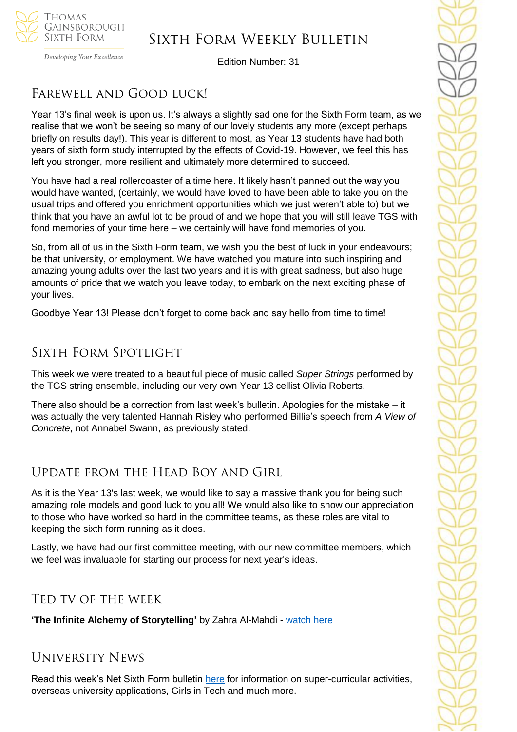# Sixth Form Weekly Bulletin

Edition Number: 31

## Farewell and Good luck!

Year 13's final week is upon us. It's always a slightly sad one for the Sixth Form team, as we realise that we won't be seeing so many of our lovely students any more (except perhaps briefly on results day!). This year is different to most, as Year 13 students have had both years of sixth form study interrupted by the effects of Covid-19. However, we feel this has left you stronger, more resilient and ultimately more determined to succeed.

You have had a real rollercoaster of a time here. It likely hasn't panned out the way you would have wanted, (certainly, we would have loved to have been able to take you on the usual trips and offered you enrichment opportunities which we just weren't able to) but we think that you have an awful lot to be proud of and we hope that you will still leave TGS with fond memories of your time here – we certainly will have fond memories of you.

So, from all of us in the Sixth Form team, we wish you the best of luck in your endeavours; be that university, or employment. We have watched you mature into such inspiring and amazing young adults over the last two years and it is with great sadness, but also huge amounts of pride that we watch you leave today, to embark on the next exciting phase of your lives.

Goodbye Year 13! Please don't forget to come back and say hello from time to time!

## Sixth Form Spotlight

This week we were treated to a beautiful piece of music called *Super Strings* performed by the TGS string ensemble, including our very own Year 13 cellist Olivia Roberts.

There also should be a correction from last week's bulletin. Apologies for the mistake – it was actually the very talented Hannah Risley who performed Billie's speech from *A View of Concrete*, not Annabel Swann, as previously stated.

## Update from the Head Boy and Girl

As it is the Year 13's last week, we would like to say a massive thank you for being such amazing role models and good luck to you all! We would also like to show our appreciation to those who have worked so hard in the committee teams, as these roles are vital to keeping the sixth form running as it does.

Lastly, we have had our first committee meeting, with our new committee members, which we feel was invaluable for starting our process for next year's ideas.

## TED TV of the Week

**'The Infinite Alchemy of Storytelling'** by Zahra Al-Mahdi - watch here

## University News

Read this week's Net Sixth Form bulletin here for information on super-curricular activities, overseas university applications, Girls in Tech and much more.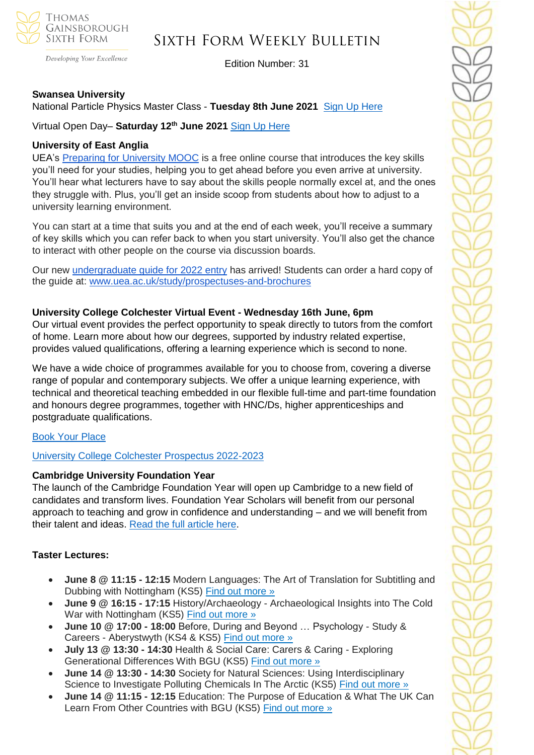**Swansea University**

National Particle Physics Master Class - **Tuesday 8th June 2021** Sign Up Here

Virtual Open Day– **Saturday 12th June 2021** Sign Up Here

**University of East Anglia**

UEA's Preparing for University MOOC is a free online course that introduces the key skills you'll need for your studies, helping you to get ahead before you even arrive at university. You'll hear what lecturers have to say about the skills people normally excel at, and the ones they struggle with. Plus, you'll get an inside scoop from students about how to adjust to a university learning environment.

You can start at a time that suits you and at the end of each week, you'll receive a summary of key skills which you can refer back to when you start university. You'll also get the chance to interact with other people on the course via discussion boards.

Our new undergraduate guide for 2022 entry has arrived! Students can order a hard copy of the guide at: www.uea.ac.uk/study/prospectuses-and-brochures

**University College Colchester Virtual Event - Wednesday 16th June, 6pm**

Our virtual event provides the perfect opportunity to speak directly to tutors from the comfort of home. Learn more about how our degrees, supported by industry related expertise, provides valued qualifications, offering a learning experience which is second to none.

We have a wide choice of programmes available for you to choose from, covering a diverse range of popular and contemporary subjects. We offer a unique learning experience, with technical and theoretical teaching embedded in our flexible full-time and part-time foundation and honours degree programmes, together with HNC/Ds, higher apprenticeships and postgraduate qualifications.

Book Your Place

University College Colchester Prospectus 2022-2023

**Cambridge University Foundation Year**

The launch of the Cambridge Foundation Year will open up Cambridge to a new field of candidates and transform lives. Foundation Year Scholars will benefit from our personal approach to teaching and grow in confidence and understanding – and we will benefit from their talent and ideas. Read the full article here.

**Taster Lectures:**

- **June 8 @ 11:15 - 12:15** Modern Languages: The Art of Translation for Subtitling and Dubbing with Nottingham (KS5) Find out more »
- **June 9 @ 16:15 - 17:15** History/Archaeology - Archaeological Insights into The Cold War with Nottingham (KS5) Find out more »
- **June 10 @ 17:00 - 18:00** Before, During and Beyond … Psychology - Study & Careers - Aberystwyth (KS4 & KS5) Find out more »
- **July 13 @ 13:30 - 14:30** Health & Social Care: Carers & Caring - Exploring Generational Differences With BGU (KS5) Find out more »
- **June 14 @ 13:30 - 14:30** Society for Natural Sciences: Using Interdisciplinary Science to Investigate Polluting Chemicals In The Arctic (KS5) Find out more »
- **June 14 @ 11:15 - 12:15** Education: The Purpose of Education & What The UK Can Learn From Other Countries with BGU (KS5) Find out more »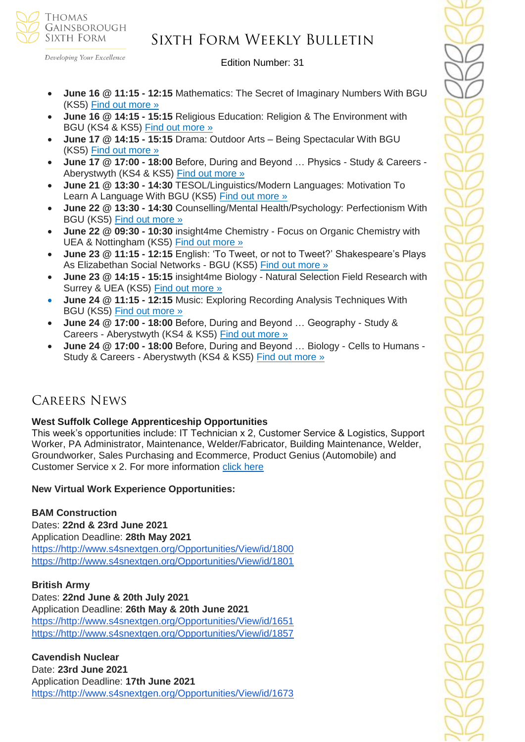- **June 16 @ 11:15 - 12:15** Mathematics: The Secret of Imaginary Numbers With BGU (KS5) Find out more »
- **June 16 @ 14:15 - 15:15** Religious Education: Religion & The Environment with BGU (KS4 & KS5) Find out more »
- **June 17 @ 14:15 - 15:15** Drama: Outdoor Arts – Being Spectacular With BGU (KS5) Find out more »
- **June 17 @ 17:00 - 18:00** Before, During and Beyond … Physics - Study & Careers - Aberystwyth (KS4 & KS5) Find out more »
- **June 21 @ 13:30 - 14:30** TESOL/Linguistics/Modern Languages: Motivation To Learn A Language With BGU (KS5) Find out more »
- **June 22 @ 13:30 - 14:30** Counselling/Mental Health/Psychology: Perfectionism With BGU (KS5) Find out more »
- **June 22 @ 09:30 - 10:30** insight4me Chemistry - Focus on Organic Chemistry with UEA & Nottingham (KS5) Find out more »
- **June 23 @ 11:15 - 12:15** English: 'To Tweet, or not to Tweet?' Shakespeare's Plays As Elizabethan Social Networks - BGU (KS5) Find out more »
- **June 23 @ 14:15 - 15:15** insight4me Biology - Natural Selection Field Research with Surrey & UEA (KS5) Find out more »
- **June 24 @ 11:15 - 12:15** Music: Exploring Recording Analysis Techniques With BGU (KS5) Find out more »
- **June 24 @ 17:00 - 18:00** Before, During and Beyond … Geography - Study & Careers - Aberystwyth (KS4 & KS5) Find out more »
- **June 24 @ 17:00 - 18:00** Before, During and Beyond … Biology - Cells to Humans - Study & Careers - Aberystwyth (KS4 & KS5) Find out more »

## Careers News

**West Suffolk College Apprenticeship Opportunities**
This week's opportunities include: IT Technician x 2, Customer Service & Logistics, Support Worker, PA Administrator, Maintenance, Welder/Fabricator, Building Maintenance, Welder, Groundworker, Sales Purchasing and Ecommerce, Product Genius (Automobile) and Customer Service x 2. For more information click here

**New Virtual Work Experience Opportunities:**

**BAM Construction**
Dates: **22nd & 23rd June 2021**
Application Deadline: **28th May 2021**
https://http://www.s4snextgen.org/Opportunities/View/id/1800
https://http://www.s4snextgen.org/Opportunities/View/id/1801

**British Army**
Dates: **22nd June & 20th July 2021**
Application Deadline: **26th May & 20th June 2021**
https://http://www.s4snextgen.org/Opportunities/View/id/1651
https://http://www.s4snextgen.org/Opportunities/View/id/1857

**Cavendish Nuclear**
Date: **23rd June 2021**
Application Deadline: **17th June 2021**
https://http://www.s4snextgen.org/Opportunities/View/id/1673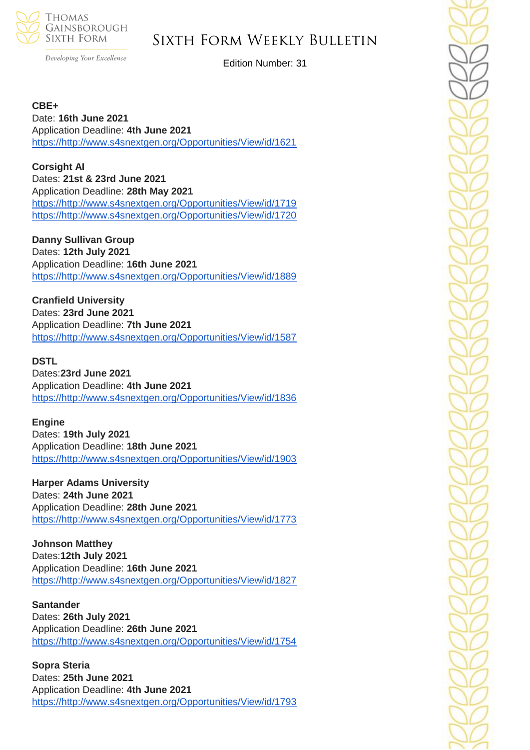**CBE+**
Date: **16th June 2021**
Application Deadline: **4th June 2021**
https://http://www.s4snextgen.org/Opportunities/View/id/1621

**Corsight AI**
Dates: **21st & 23rd June 2021**
Application Deadline: **28th May 2021**
https://http://www.s4snextgen.org/Opportunities/View/id/1719
https://http://www.s4snextgen.org/Opportunities/View/id/1720

**Danny Sullivan Group**
Dates: **12th July 2021**
Application Deadline: **16th June 2021**
https://http://www.s4snextgen.org/Opportunities/View/id/1889

**Cranfield University**
Dates: **23rd June 2021**
Application Deadline: **7th June 2021**
https://http://www.s4snextgen.org/Opportunities/View/id/1587

**DSTL**
Dates:**23rd June 2021**
Application Deadline: **4th June 2021**
https://http://www.s4snextgen.org/Opportunities/View/id/1836

**Engine**
Dates: **19th July 2021**
Application Deadline: **18th June 2021**
https://http://www.s4snextgen.org/Opportunities/View/id/1903

**Harper Adams University**
Dates: **24th June 2021**
Application Deadline: **28th June 2021**
https://http://www.s4snextgen.org/Opportunities/View/id/1773

**Johnson Matthey**
Dates:**12th July 2021**
Application Deadline: **16th June 2021**
https://http://www.s4snextgen.org/Opportunities/View/id/1827

**Santander**
Dates: **26th July 2021**
Application Deadline: **26th June 2021**
https://http://www.s4snextgen.org/Opportunities/View/id/1754

**Sopra Steria**
Dates: **25th June 2021**
Application Deadline: **4th June 2021**
https://http://www.s4snextgen.org/Opportunities/View/id/1793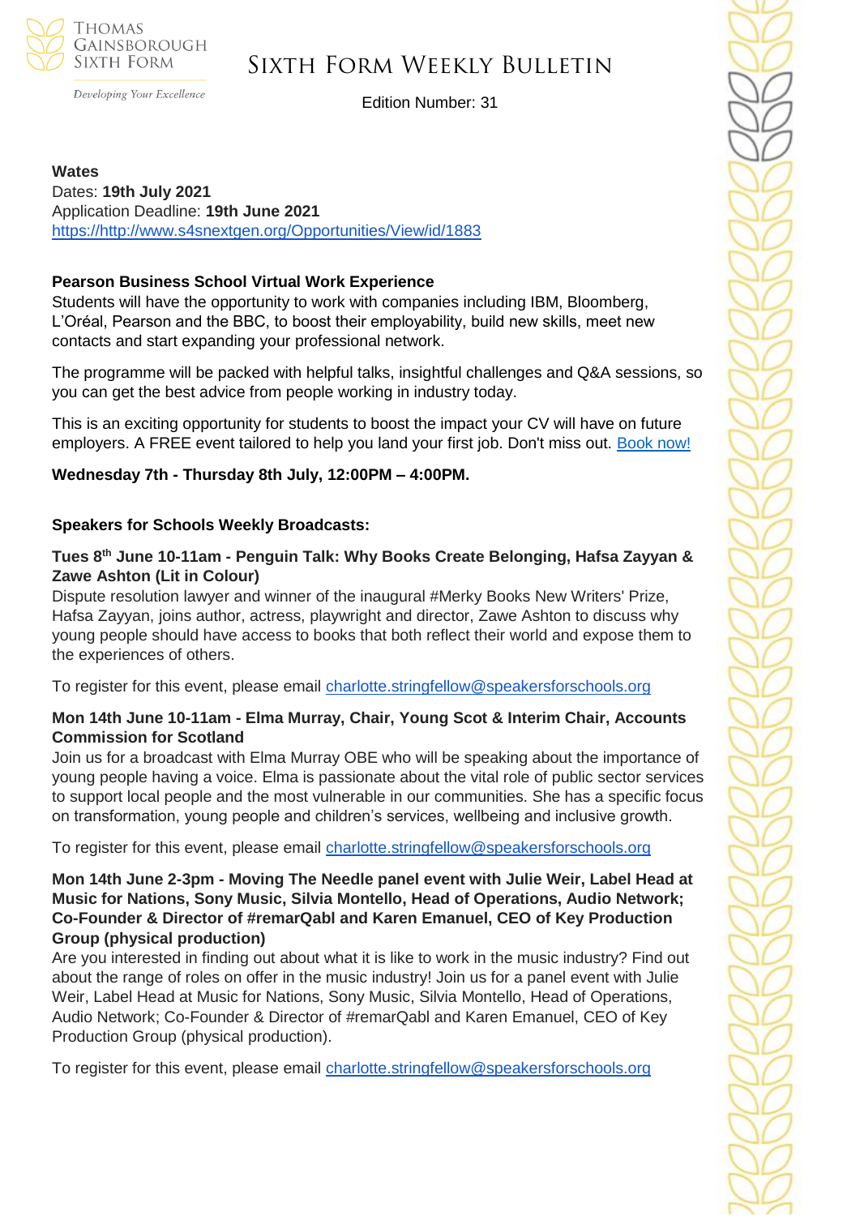**Wates**
Dates: **19th July 2021**
Application Deadline: **19th June 2021**
[https://http://www.s4snextgen.org/Opportunities/View/id/1883](https://http://www.s4snextgen.org/Opportunities/View/id/1883)

**Pearson Business School Virtual Work Experience**

Students will have the opportunity to work with companies including IBM, Bloomberg, L'Oréal, Pearson and the BBC, to boost their employability, build new skills, meet new contacts and start expanding your professional network.

The programme will be packed with helpful talks, insightful challenges and Q&A sessions, so you can get the best advice from people working in industry today.

This is an exciting opportunity for students to boost the impact your CV will have on future employers. A FREE event tailored to help you land your first job. Don't miss out. Book now!

**Wednesday 7th - Thursday 8th July, 12:00PM – 4:00PM.**

**Speakers for Schools Weekly Broadcasts:**

**Tues 8th June 10-11am - Penguin Talk: Why Books Create Belonging, Hafsa Zayyan & Zawe Ashton (Lit in Colour)**

Dispute resolution lawyer and winner of the inaugural #Merky Books New Writers' Prize, Hafsa Zayyan, joins author, actress, playwright and director, Zawe Ashton to discuss why young people should have access to books that both reflect their world and expose them to the experiences of others.

To register for this event, please email charlotte.stringfellow@speakersforschools.org

**Mon 14th June 10-11am - Elma Murray, Chair, Young Scot & Interim Chair, Accounts Commission for Scotland**

Join us for a broadcast with Elma Murray OBE who will be speaking about the importance of young people having a voice. Elma is passionate about the vital role of public sector services to support local people and the most vulnerable in our communities. She has a specific focus on transformation, young people and children's services, wellbeing and inclusive growth.

To register for this event, please email charlotte.stringfellow@speakersforschools.org

**Mon 14th June 2-3pm - Moving The Needle panel event with Julie Weir, Label Head at Music for Nations, Sony Music, Silvia Montello, Head of Operations, Audio Network; Co-Founder & Director of #remarQabl and Karen Emanuel, CEO of Key Production Group (physical production)**

Are you interested in finding out about what it is like to work in the music industry? Find out about the range of roles on offer in the music industry! Join us for a panel event with Julie Weir, Label Head at Music for Nations, Sony Music, Silvia Montello, Head of Operations, Audio Network; Co-Founder & Director of #remarQabl and Karen Emanuel, CEO of Key Production Group (physical production).

To register for this event, please email charlotte.stringfellow@speakersforschools.org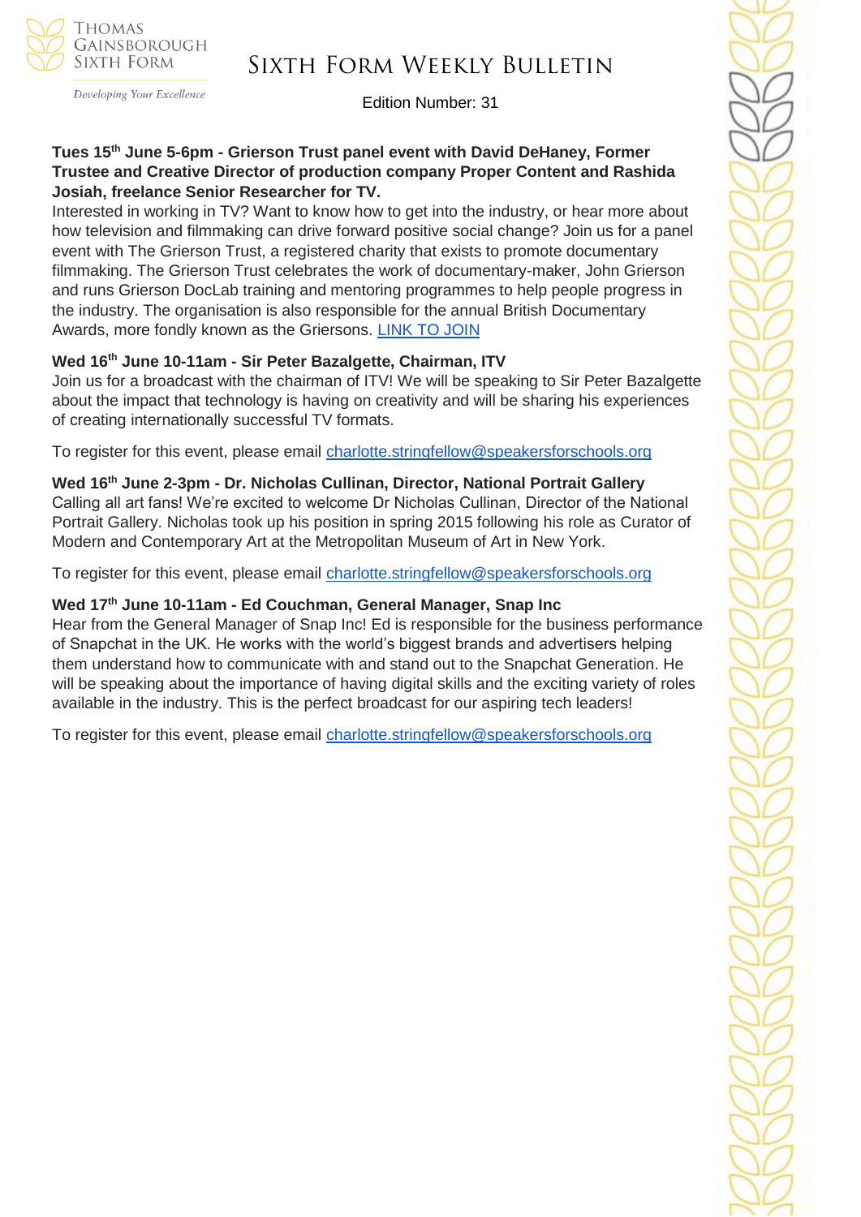**Tues 15th June 5-6pm - Grierson Trust panel event with David DeHaney, Former Trustee and Creative Director of production company Proper Content and Rashida Josiah, freelance Senior Researcher for TV.**

Interested in working in TV? Want to know how to get into the industry, or hear more about how television and filmmaking can drive forward positive social change? Join us for a panel event with The Grierson Trust, a registered charity that exists to promote documentary filmmaking. The Grierson Trust celebrates the work of documentary-maker, John Grierson and runs Grierson DocLab training and mentoring programmes to help people progress in the industry. The organisation is also responsible for the annual British Documentary Awards, more fondly known as the Griersons. LINK TO JOIN

**Wed 16th June 10-11am - Sir Peter Bazalgette, Chairman, ITV**

Join us for a broadcast with the chairman of ITV! We will be speaking to Sir Peter Bazalgette about the impact that technology is having on creativity and will be sharing his experiences of creating internationally successful TV formats.

To register for this event, please email charlotte.stringfellow@speakersforschools.org

**Wed 16th June 2-3pm - Dr. Nicholas Cullinan, Director, National Portrait Gallery**

Calling all art fans! We're excited to welcome Dr Nicholas Cullinan, Director of the National Portrait Gallery. Nicholas took up his position in spring 2015 following his role as Curator of Modern and Contemporary Art at the Metropolitan Museum of Art in New York.

To register for this event, please email charlotte.stringfellow@speakersforschools.org

**Wed 17th June 10-11am - Ed Couchman, General Manager, Snap Inc**

Hear from the General Manager of Snap Inc! Ed is responsible for the business performance of Snapchat in the UK. He works with the world's biggest brands and advertisers helping them understand how to communicate with and stand out to the Snapchat Generation. He will be speaking about the importance of having digital skills and the exciting variety of roles available in the industry. This is the perfect broadcast for our aspiring tech leaders!

To register for this event, please email charlotte.stringfellow@speakersforschools.org